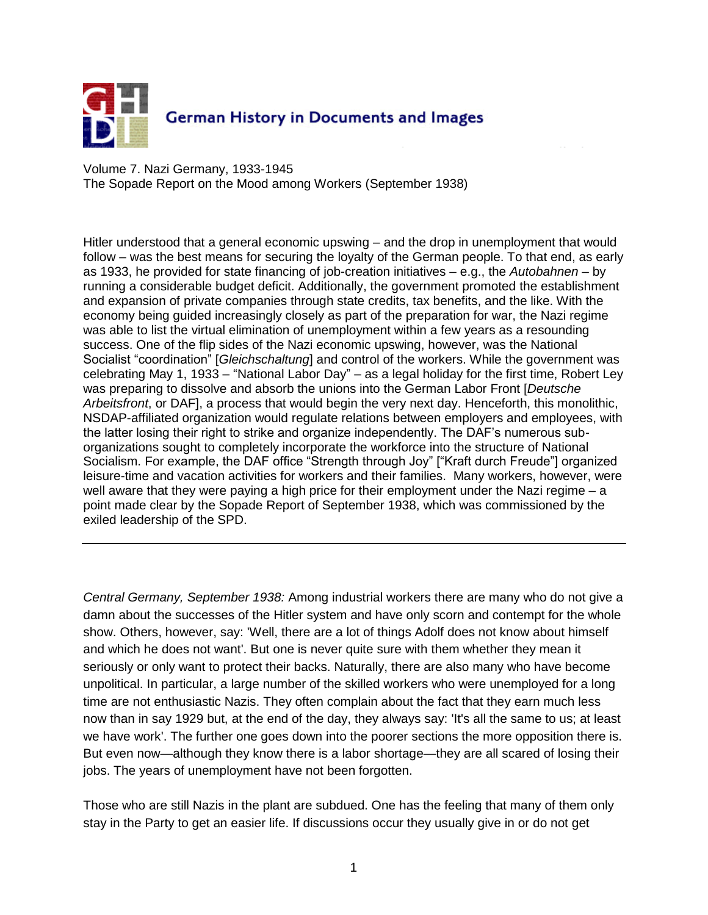German History in Documents and Images

Volume 7. Nazi Germany, 1933-1945
The Sopade Report on the Mood among Workers (September 1938)

Hitler understood that a general economic upswing – and the drop in unemployment that would follow – was the best means for securing the loyalty of the German people. To that end, as early as 1933, he provided for state financing of job-creation initiatives – e.g., the *Autobahnen* – by running a considerable budget deficit. Additionally, the government promoted the establishment and expansion of private companies through state credits, tax benefits, and the like. With the economy being guided increasingly closely as part of the preparation for war, the Nazi regime was able to list the virtual elimination of unemployment within a few years as a resounding success. One of the flip sides of the Nazi economic upswing, however, was the National Socialist "coordination" [*Gleichschaltung*] and control of the workers. While the government was celebrating May 1, 1933 – "National Labor Day" – as a legal holiday for the first time, Robert Ley was preparing to dissolve and absorb the unions into the German Labor Front [*Deutsche Arbeitsfront*, or DAF], a process that would begin the very next day. Henceforth, this monolithic, NSDAP-affiliated organization would regulate relations between employers and employees, with the latter losing their right to strike and organize independently. The DAF's numerous sub-organizations sought to completely incorporate the workforce into the structure of National Socialism. For example, the DAF office "Strength through Joy" ["Kraft durch Freude"] organized leisure-time and vacation activities for workers and their families. Many workers, however, were well aware that they were paying a high price for their employment under the Nazi regime – a point made clear by the Sopade Report of September 1938, which was commissioned by the exiled leadership of the SPD.

---

*Central Germany, September 1938:* Among industrial workers there are many who do not give a damn about the successes of the Hitler system and have only scorn and contempt for the whole show. Others, however, say: 'Well, there are a lot of things Adolf does not know about himself and which he does not want'. But one is never quite sure with them whether they mean it seriously or only want to protect their backs. Naturally, there are also many who have become unpolitical. In particular, a large number of the skilled workers who were unemployed for a long time are not enthusiastic Nazis. They often complain about the fact that they earn much less now than in say 1929 but, at the end of the day, they always say: 'It's all the same to us; at least we have work'. The further one goes down into the poorer sections the more opposition there is. But even now—although they know there is a labor shortage—they are all scared of losing their jobs. The years of unemployment have not been forgotten.

Those who are still Nazis in the plant are subdued. One has the feeling that many of them only stay in the Party to get an easier life. If discussions occur they usually give in or do not get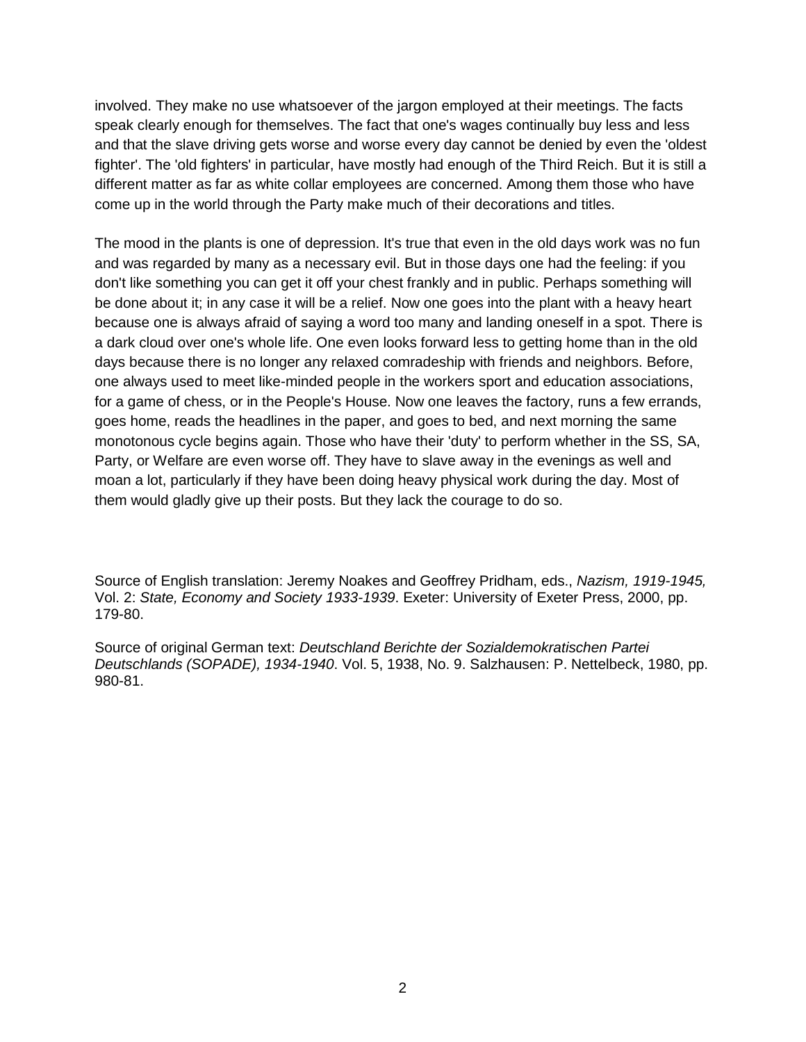involved. They make no use whatsoever of the jargon employed at their meetings. The facts speak clearly enough for themselves. The fact that one's wages continually buy less and less and that the slave driving gets worse and worse every day cannot be denied by even the 'oldest fighter'. The 'old fighters' in particular, have mostly had enough of the Third Reich. But it is still a different matter as far as white collar employees are concerned. Among them those who have come up in the world through the Party make much of their decorations and titles.

The mood in the plants is one of depression. It's true that even in the old days work was no fun and was regarded by many as a necessary evil. But in those days one had the feeling: if you don't like something you can get it off your chest frankly and in public. Perhaps something will be done about it; in any case it will be a relief. Now one goes into the plant with a heavy heart because one is always afraid of saying a word too many and landing oneself in a spot. There is a dark cloud over one's whole life. One even looks forward less to getting home than in the old days because there is no longer any relaxed comradeship with friends and neighbors. Before, one always used to meet like-minded people in the workers sport and education associations, for a game of chess, or in the People's House. Now one leaves the factory, runs a few errands, goes home, reads the headlines in the paper, and goes to bed, and next morning the same monotonous cycle begins again. Those who have their 'duty' to perform whether in the SS, SA, Party, or Welfare are even worse off. They have to slave away in the evenings as well and moan a lot, particularly if they have been doing heavy physical work during the day. Most of them would gladly give up their posts. But they lack the courage to do so.

Source of English translation: Jeremy Noakes and Geoffrey Pridham, eds., *Nazism, 1919-1945,* Vol. 2: *State, Economy and Society 1933-1939*. Exeter: University of Exeter Press, 2000, pp. 179-80.

Source of original German text: *Deutschland Berichte der Sozialdemokratischen Partei Deutschlands (SOPADE), 1934-1940*. Vol. 5, 1938, No. 9. Salzhausen: P. Nettelbeck, 1980, pp. 980-81.